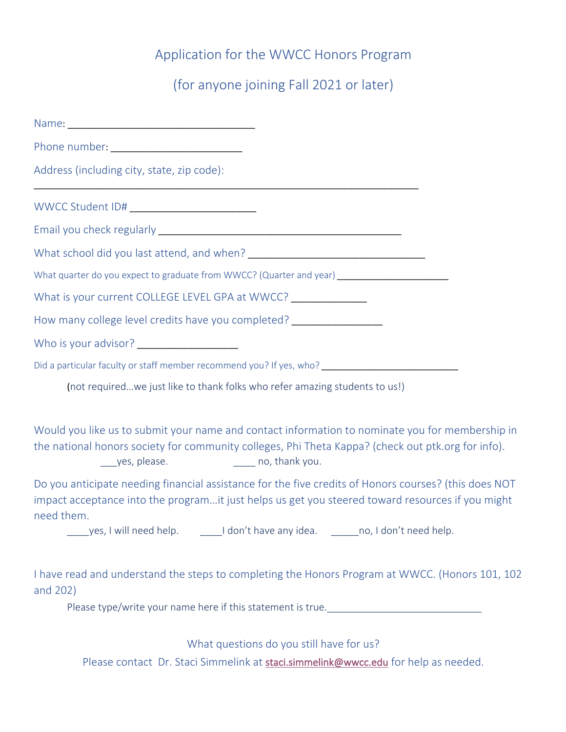# Application for the WWCC Honors Program

## (for anyone joining Fall 2021 or later)

Name: ______________________________

Phone number: _____________________

Address (including city, state, zip code):

______________________________________________________________

WWCC Student ID# ____________________

Email you check regularly _______________________________________

What school did you last attend, and when? ____________________________

What quarter do you expect to graduate from WWCC? (Quarter and year) ____________________

What is your current COLLEGE LEVEL GPA at WWCC? ____________

How many college level credits have you completed? ______________

Who is your advisor? ________________

Did a particular faculty or staff member recommend you? If yes, who? ______________________

(not required…we just like to thank folks who refer amazing students to us!)

Would you like us to submit your name and contact information to nominate you for membership in the national honors society for community colleges, Phi Theta Kappa? (check out ptk.org for info).

___yes, please. ____ no, thank you.

Do you anticipate needing financial assistance for the five credits of Honors courses? (this does NOT impact acceptance into the program…it just helps us get you steered toward resources if you might need them.

____yes, I will need help. ____I don't have any idea. _____no, I don't need help.

I have read and understand the steps to completing the Honors Program at WWCC. (Honors 101, 102 and 202)

Please type/write your name here if this statement is true.___________________________

What questions do you still have for us?

Please contact Dr. Staci Simmelink at staci.simmelink@wwcc.edu for help as needed.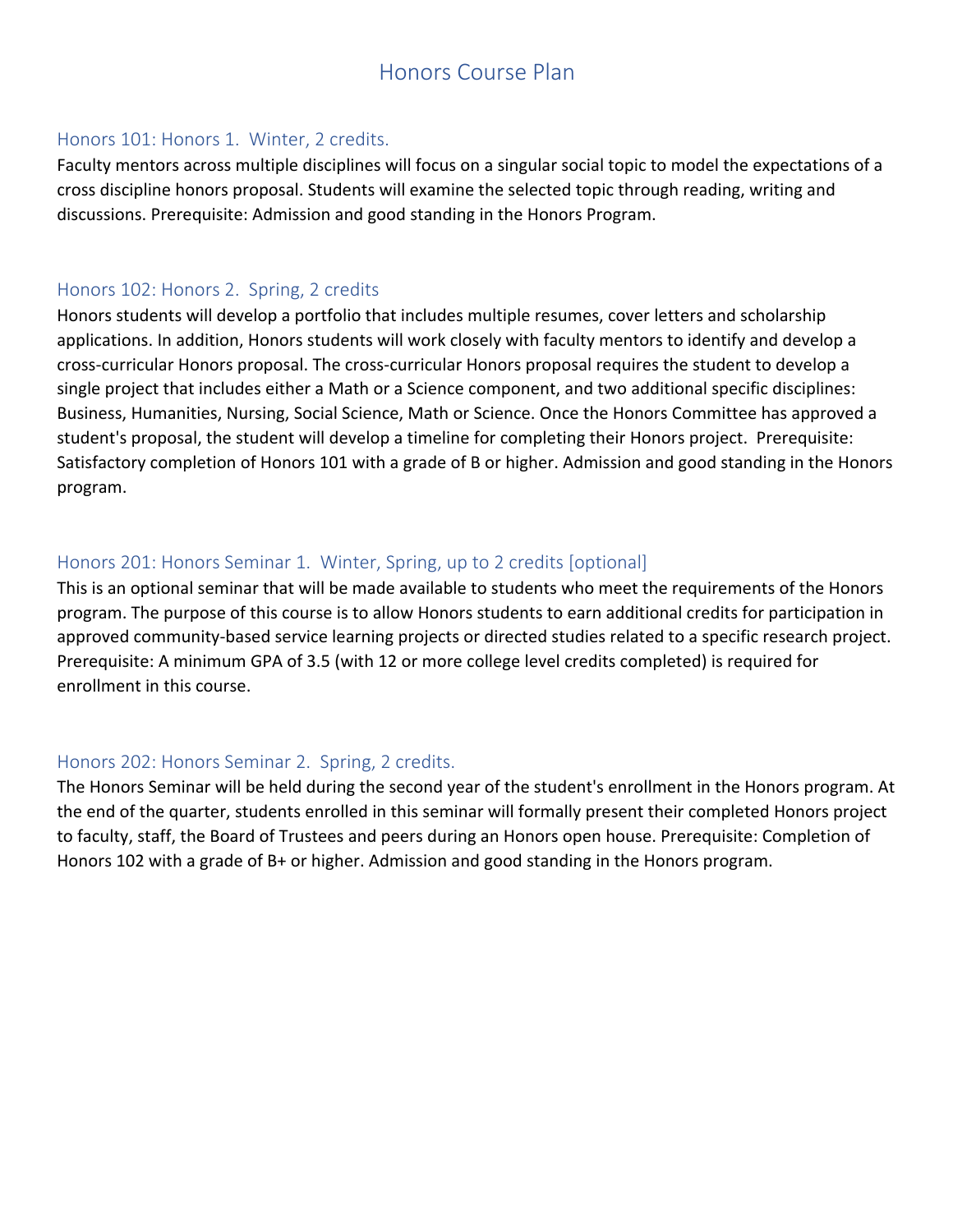# Honors Course Plan

## Honors 101: Honors 1. Winter, 2 credits.

Faculty mentors across multiple disciplines will focus on a singular social topic to model the expectations of a cross discipline honors proposal. Students will examine the selected topic through reading, writing and discussions. Prerequisite: Admission and good standing in the Honors Program.

## Honors 102: Honors 2. Spring, 2 credits

Honors students will develop a portfolio that includes multiple resumes, cover letters and scholarship applications. In addition, Honors students will work closely with faculty mentors to identify and develop a cross-curricular Honors proposal. The cross-curricular Honors proposal requires the student to develop a single project that includes either a Math or a Science component, and two additional specific disciplines: Business, Humanities, Nursing, Social Science, Math or Science. Once the Honors Committee has approved a student's proposal, the student will develop a timeline for completing their Honors project. Prerequisite: Satisfactory completion of Honors 101 with a grade of B or higher. Admission and good standing in the Honors program.

## Honors 201: Honors Seminar 1. Winter, Spring, up to 2 credits [optional]

This is an optional seminar that will be made available to students who meet the requirements of the Honors program. The purpose of this course is to allow Honors students to earn additional credits for participation in approved community-based service learning projects or directed studies related to a specific research project. Prerequisite: A minimum GPA of 3.5 (with 12 or more college level credits completed) is required for enrollment in this course.

## Honors 202: Honors Seminar 2. Spring, 2 credits.

The Honors Seminar will be held during the second year of the student's enrollment in the Honors program. At the end of the quarter, students enrolled in this seminar will formally present their completed Honors project to faculty, staff, the Board of Trustees and peers during an Honors open house. Prerequisite: Completion of Honors 102 with a grade of B+ or higher. Admission and good standing in the Honors program.